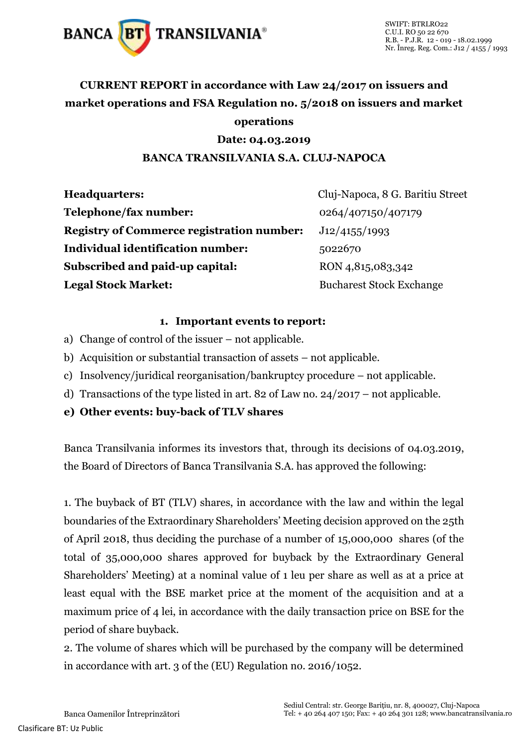**CURRENT REPORT in accordance with Law 24/2017 on issuers and market operations and FSA Regulation no. 5/2018 on issuers and market operations**

**Date: 04.03.2019**

**BANCA TRANSILVANIA S.A. CLUJ-NAPOCA**

| | |
|---|---|
| **Headquarters:** | Cluj-Napoca, 8 G. Baritiu Street |
| **Telephone/fax number:** | 0264/407150/407179 |
| **Registry of Commerce registration number:** | J12/4155/1993 |
| **Individual identification number:** | 5022670 |
| **Subscribed and paid-up capital:** | RON 4,815,083,342 |
| **Legal Stock Market:** | Bucharest Stock Exchange |

**1. Important events to report:**

a) Change of control of the issuer – not applicable.

b) Acquisition or substantial transaction of assets – not applicable.

c) Insolvency/juridical reorganisation/bankruptcy procedure – not applicable.

d) Transactions of the type listed in art. 82 of Law no. 24/2017 – not applicable.

**e) Other events: buy-back of TLV shares**

Banca Transilvania informes its investors that, through its decisions of 04.03.2019, the Board of Directors of Banca Transilvania S.A. has approved the following:

1. The buyback of BT (TLV) shares, in accordance with the law and within the legal boundaries of the Extraordinary Shareholders' Meeting decision approved on the 25th of April 2018, thus deciding the purchase of a number of 15,000,000 shares (of the total of 35,000,000 shares approved for buyback by the Extraordinary General Shareholders' Meeting) at a nominal value of 1 leu per share as well as at a price at least equal with the BSE market price at the moment of the acquisition and at a maximum price of 4 lei, in accordance with the daily transaction price on BSE for the period of share buyback.

2. The volume of shares which will be purchased by the company will be determined in accordance with art. 3 of the (EU) Regulation no. 2016/1052.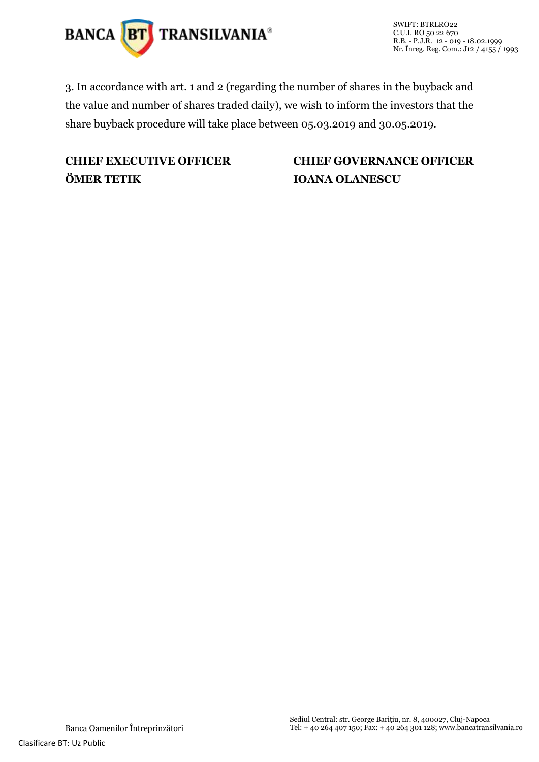3. In accordance with art. 1 and 2 (regarding the number of shares in the buyback and the value and number of shares traded daily), we wish to inform the investors that the share buyback procedure will take place between 05.03.2019 and 30.05.2019.

**CHIEF EXECUTIVE OFFICER**
**ÖMER TETIK**

**CHIEF GOVERNANCE OFFICER**
**IOANA OLANESCU**